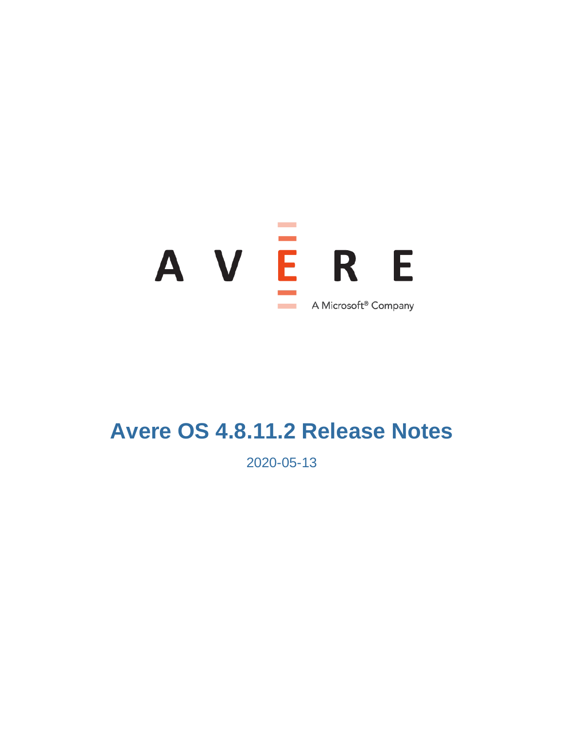AVERE

A Microsoft® Company

# Avere OS 4.8.11.2 Release Notes

2020-05-13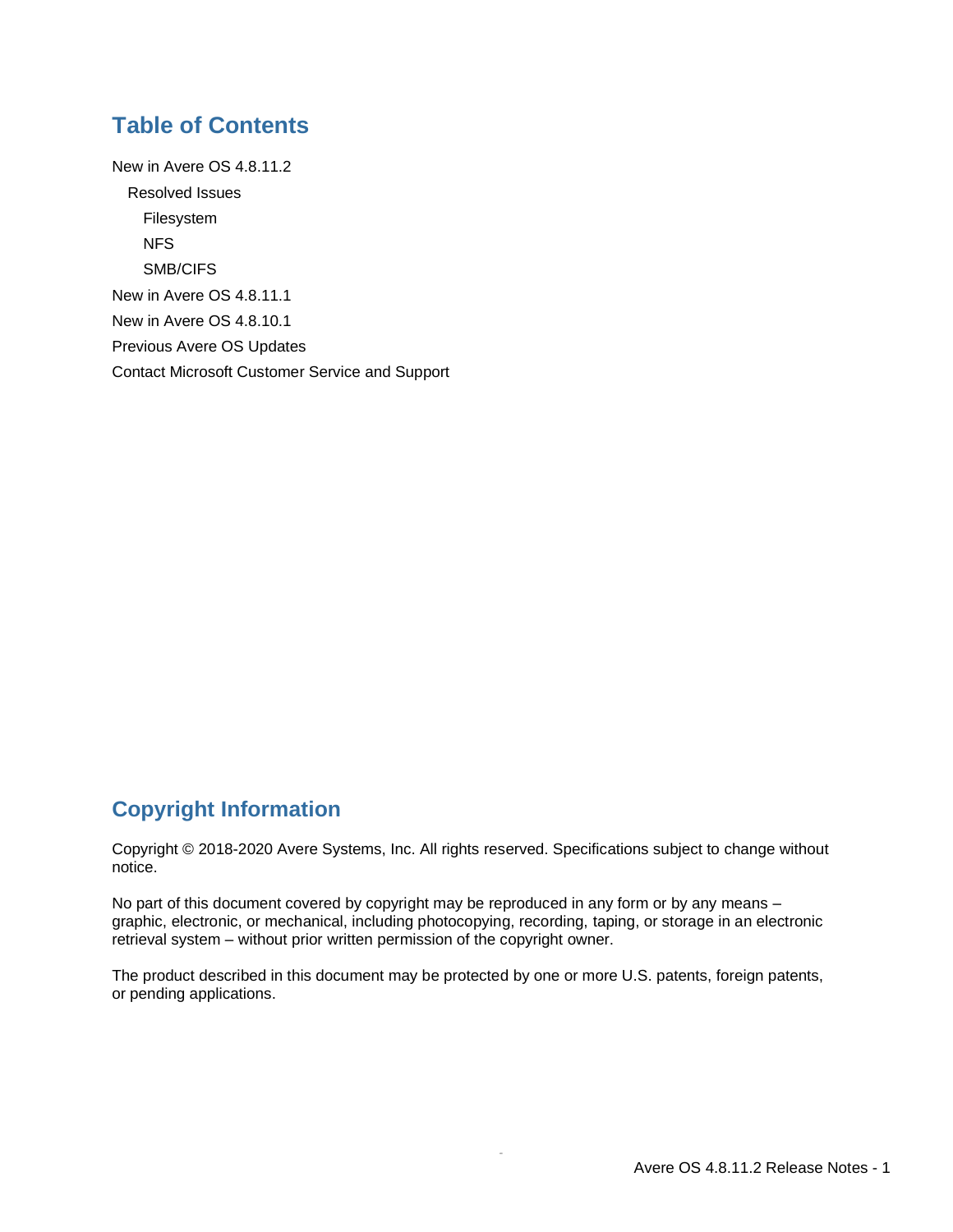## Table of Contents

- New in Avere OS 4.8.11.2
  - Resolved Issues
    - Filesystem
    - NFS
    - SMB/CIFS
- New in Avere OS 4.8.11.1
- New in Avere OS 4.8.10.1
- Previous Avere OS Updates
- Contact Microsoft Customer Service and Support

## Copyright Information

Copyright © 2018-2020 Avere Systems, Inc. All rights reserved. Specifications subject to change without notice.

No part of this document covered by copyright may be reproduced in any form or by any means – graphic, electronic, or mechanical, including photocopying, recording, taping, or storage in an electronic retrieval system – without prior written permission of the copyright owner.

The product described in this document may be protected by one or more U.S. patents, foreign patents, or pending applications.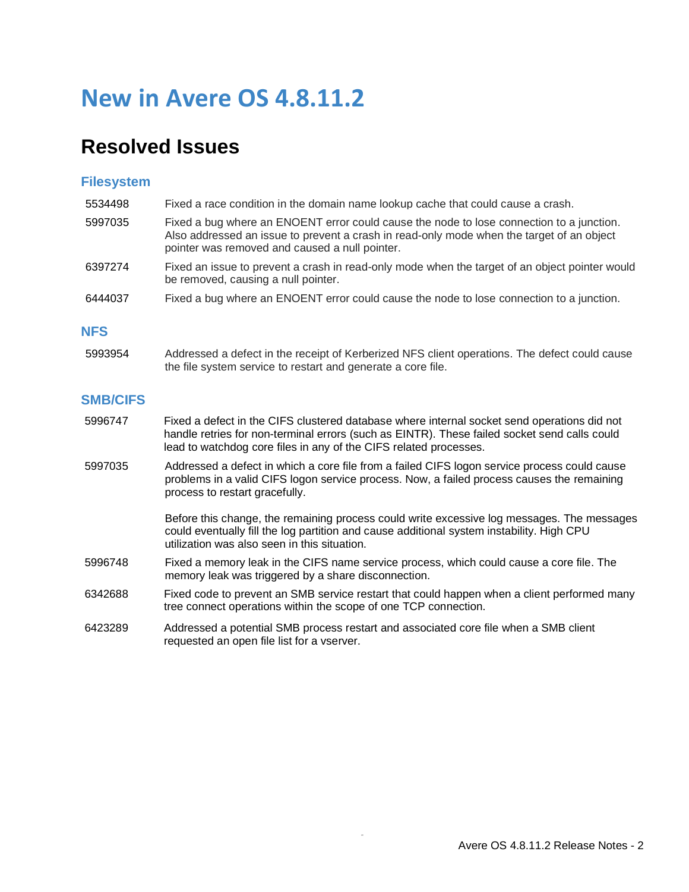# New in Avere OS 4.8.11.2

## Resolved Issues

### Filesystem

| | |
|---|---|
| 5534498 | Fixed a race condition in the domain name lookup cache that could cause a crash. |
| 5997035 | Fixed a bug where an ENOENT error could cause the node to lose connection to a junction. Also addressed an issue to prevent a crash in read-only mode when the target of an object pointer was removed and caused a null pointer. |
| 6397274 | Fixed an issue to prevent a crash in read-only mode when the target of an object pointer would be removed, causing a null pointer. |
| 6444037 | Fixed a bug where an ENOENT error could cause the node to lose connection to a junction. |

### NFS

| | |
|---|---|
| 5993954 | Addressed a defect in the receipt of Kerberized NFS client operations. The defect could cause the file system service to restart and generate a core file. |

### SMB/CIFS

| | |
|---|---|
| 5996747 | Fixed a defect in the CIFS clustered database where internal socket send operations did not handle retries for non-terminal errors (such as EINTR). These failed socket send calls could lead to watchdog core files in any of the CIFS related processes. |
| 5997035 | Addressed a defect in which a core file from a failed CIFS logon service process could cause problems in a valid CIFS logon service process. Now, a failed process causes the remaining process to restart gracefully.<br><br>Before this change, the remaining process could write excessive log messages. The messages could eventually fill the log partition and cause additional system instability. High CPU utilization was also seen in this situation. |
| 5996748 | Fixed a memory leak in the CIFS name service process, which could cause a core file. The memory leak was triggered by a share disconnection. |
| 6342688 | Fixed code to prevent an SMB service restart that could happen when a client performed many tree connect operations within the scope of one TCP connection. |
| 6423289 | Addressed a potential SMB process restart and associated core file when a SMB client requested an open file list for a vserver. |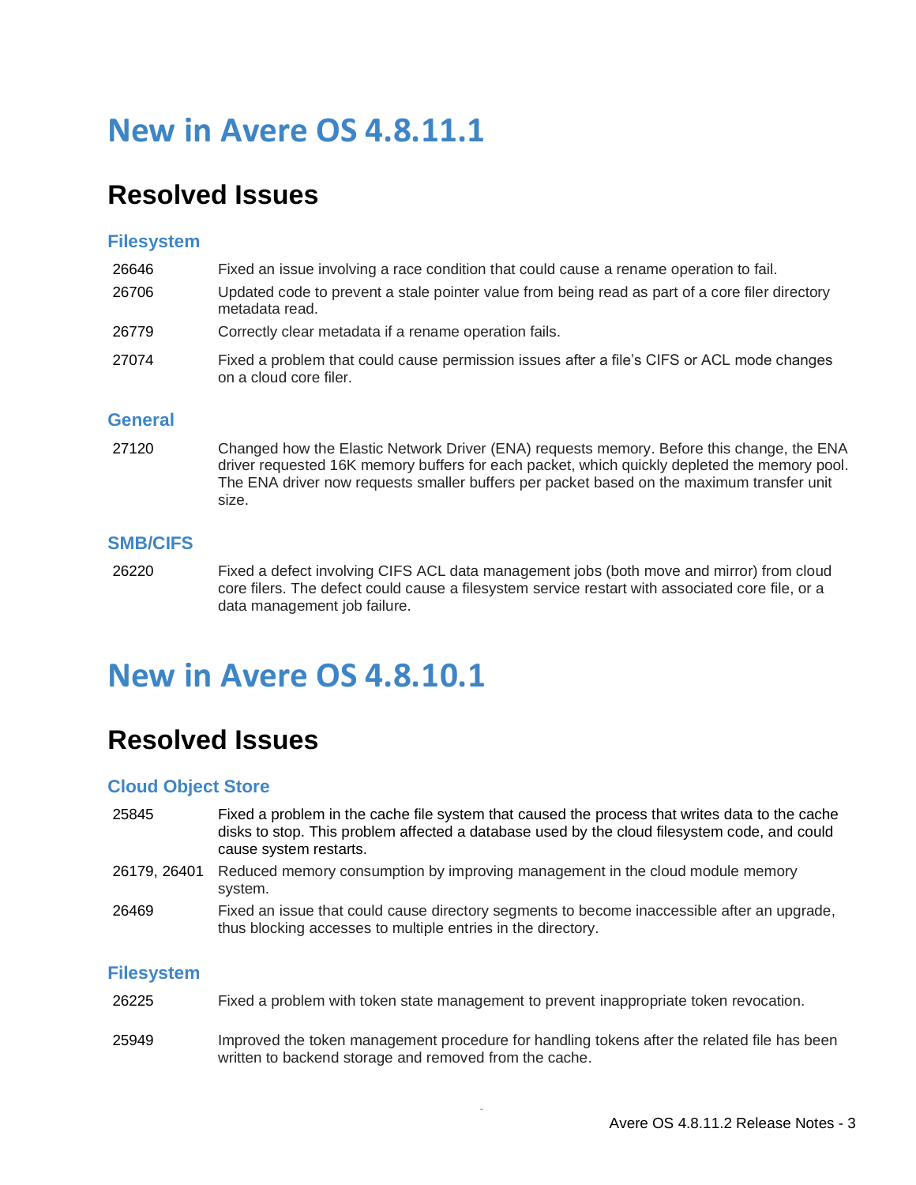# New in Avere OS 4.8.11.1

## Resolved Issues

### Filesystem

| | |
|---|---|
| 26646 | Fixed an issue involving a race condition that could cause a rename operation to fail. |
| 26706 | Updated code to prevent a stale pointer value from being read as part of a core filer directory metadata read. |
| 26779 | Correctly clear metadata if a rename operation fails. |
| 27074 | Fixed a problem that could cause permission issues after a file's CIFS or ACL mode changes on a cloud core filer. |

### General

| | |
|---|---|
| 27120 | Changed how the Elastic Network Driver (ENA) requests memory. Before this change, the ENA driver requested 16K memory buffers for each packet, which quickly depleted the memory pool. The ENA driver now requests smaller buffers per packet based on the maximum transfer unit size. |

### SMB/CIFS

| | |
|---|---|
| 26220 | Fixed a defect involving CIFS ACL data management jobs (both move and mirror) from cloud core filers. The defect could cause a filesystem service restart with associated core file, or a data management job failure. |

# New in Avere OS 4.8.10.1

## Resolved Issues

### Cloud Object Store

| | |
|---|---|
| 25845 | Fixed a problem in the cache file system that caused the process that writes data to the cache disks to stop. This problem affected a database used by the cloud filesystem code, and could cause system restarts. |
| 26179, 26401 | Reduced memory consumption by improving management in the cloud module memory system. |
| 26469 | Fixed an issue that could cause directory segments to become inaccessible after an upgrade, thus blocking accesses to multiple entries in the directory. |

### Filesystem

| | |
|---|---|
| 26225 | Fixed a problem with token state management to prevent inappropriate token revocation. |
| 25949 | Improved the token management procedure for handling tokens after the related file has been written to backend storage and removed from the cache. |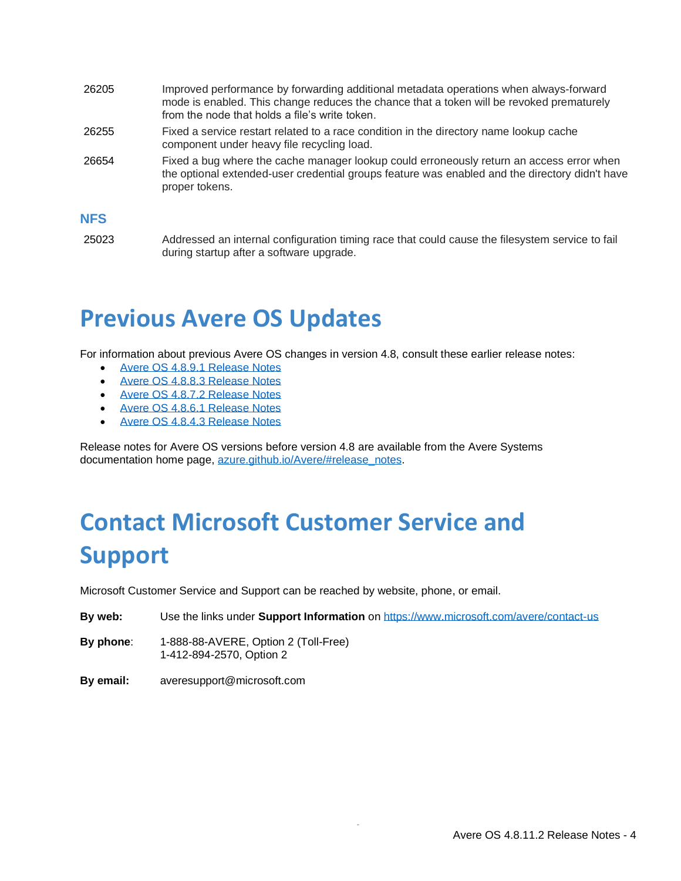| | |
|---|---|
| 26205 | Improved performance by forwarding additional metadata operations when always-forward mode is enabled. This change reduces the chance that a token will be revoked prematurely from the node that holds a file's write token. |
| 26255 | Fixed a service restart related to a race condition in the directory name lookup cache component under heavy file recycling load. |
| 26654 | Fixed a bug where the cache manager lookup could erroneously return an access error when the optional extended-user credential groups feature was enabled and the directory didn't have proper tokens. |

### NFS

| | |
|---|---|
| 25023 | Addressed an internal configuration timing race that could cause the filesystem service to fail during startup after a software upgrade. |

# Previous Avere OS Updates

For information about previous Avere OS changes in version 4.8, consult these earlier release notes:

- [Avere OS 4.8.9.1 Release Notes]
- [Avere OS 4.8.8.3 Release Notes]
- [Avere OS 4.8.7.2 Release Notes]
- [Avere OS 4.8.6.1 Release Notes]
- [Avere OS 4.8.4.3 Release Notes]

Release notes for Avere OS versions before version 4.8 are available from the Avere Systems documentation home page, azure.github.io/Avere/#release_notes.

# Contact Microsoft Customer Service and Support

Microsoft Customer Service and Support can be reached by website, phone, or email.

**By web:** Use the links under **Support Information** on https://www.microsoft.com/avere/contact-us

**By phone:** 1-888-88-AVERE, Option 2 (Toll-Free)
1-412-894-2570, Option 2

**By email:** averesupport@microsoft.com